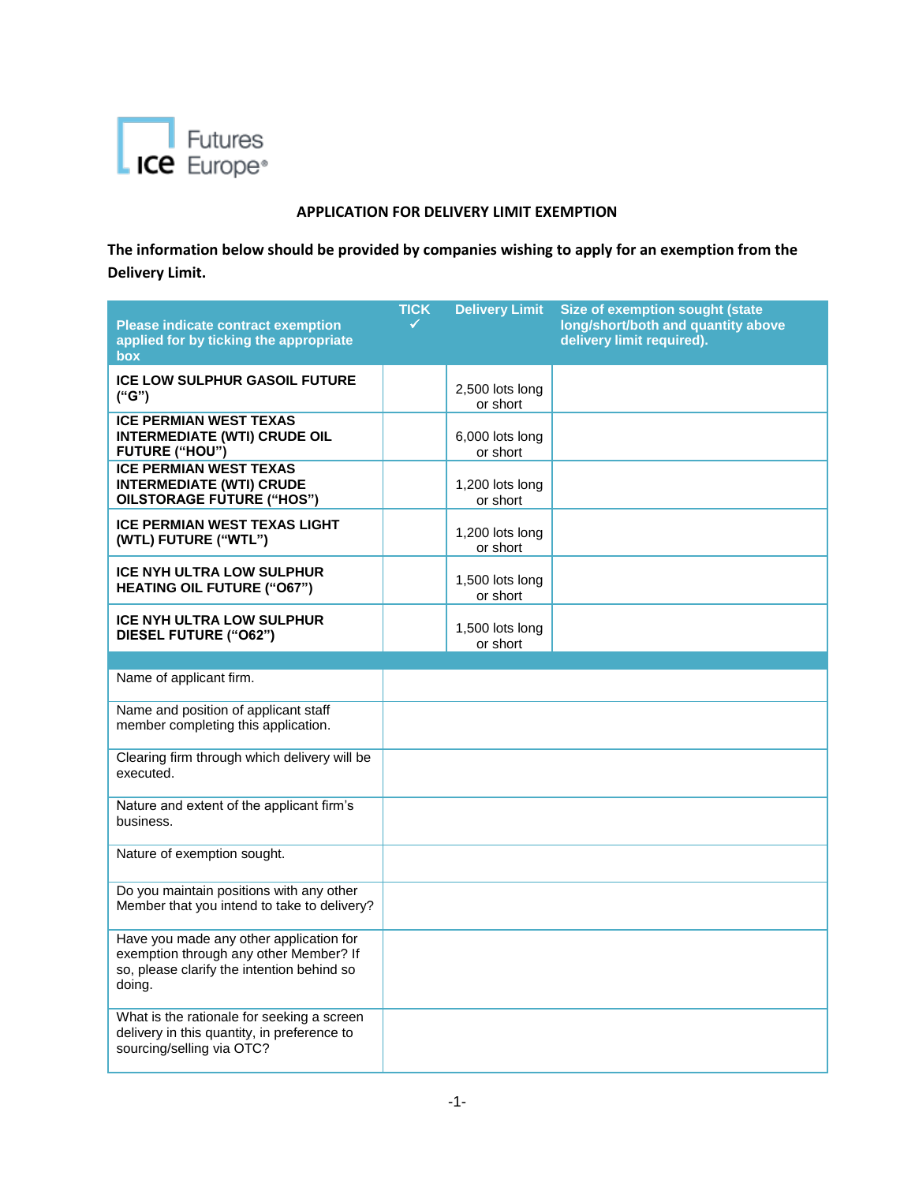ICE Futures Europe

# APPLICATION FOR DELIVERY LIMIT EXEMPTION

**The information below should be provided by companies wishing to apply for an exemption from the Delivery Limit.**

| Please indicate contract exemption applied for by ticking the appropriate box | TICK ✓ | Delivery Limit | Size of exemption sought (state long/short/both and quantity above delivery limit required). |
|---|---|---|---|
| **ICE LOW SULPHUR GASOIL FUTURE ("G")** | | 2,500 lots long or short | |
| **ICE PERMIAN WEST TEXAS INTERMEDIATE (WTI) CRUDE OIL FUTURE ("HOU")** | | 6,000 lots long or short | |
| **ICE PERMIAN WEST TEXAS INTERMEDIATE (WTI) CRUDE OILSTORAGE FUTURE ("HOS")** | | 1,200 lots long or short | |
| **ICE PERMIAN WEST TEXAS LIGHT (WTL) FUTURE ("WTL")** | | 1,200 lots long or short | |
| **ICE NYH ULTRA LOW SULPHUR HEATING OIL FUTURE ("O67")** | | 1,500 lots long or short | |
| **ICE NYH ULTRA LOW SULPHUR DIESEL FUTURE ("O62")** | | 1,500 lots long or short | |

| | |
|---|---|
| Name of applicant firm. | |
| Name and position of applicant staff member completing this application. | |
| Clearing firm through which delivery will be executed. | |
| Nature and extent of the applicant firm's business. | |
| Nature of exemption sought. | |
| Do you maintain positions with any other Member that you intend to take to delivery? | |
| Have you made any other application for exemption through any other Member? If so, please clarify the intention behind so doing. | |
| What is the rationale for seeking a screen delivery in this quantity, in preference to sourcing/selling via OTC? | |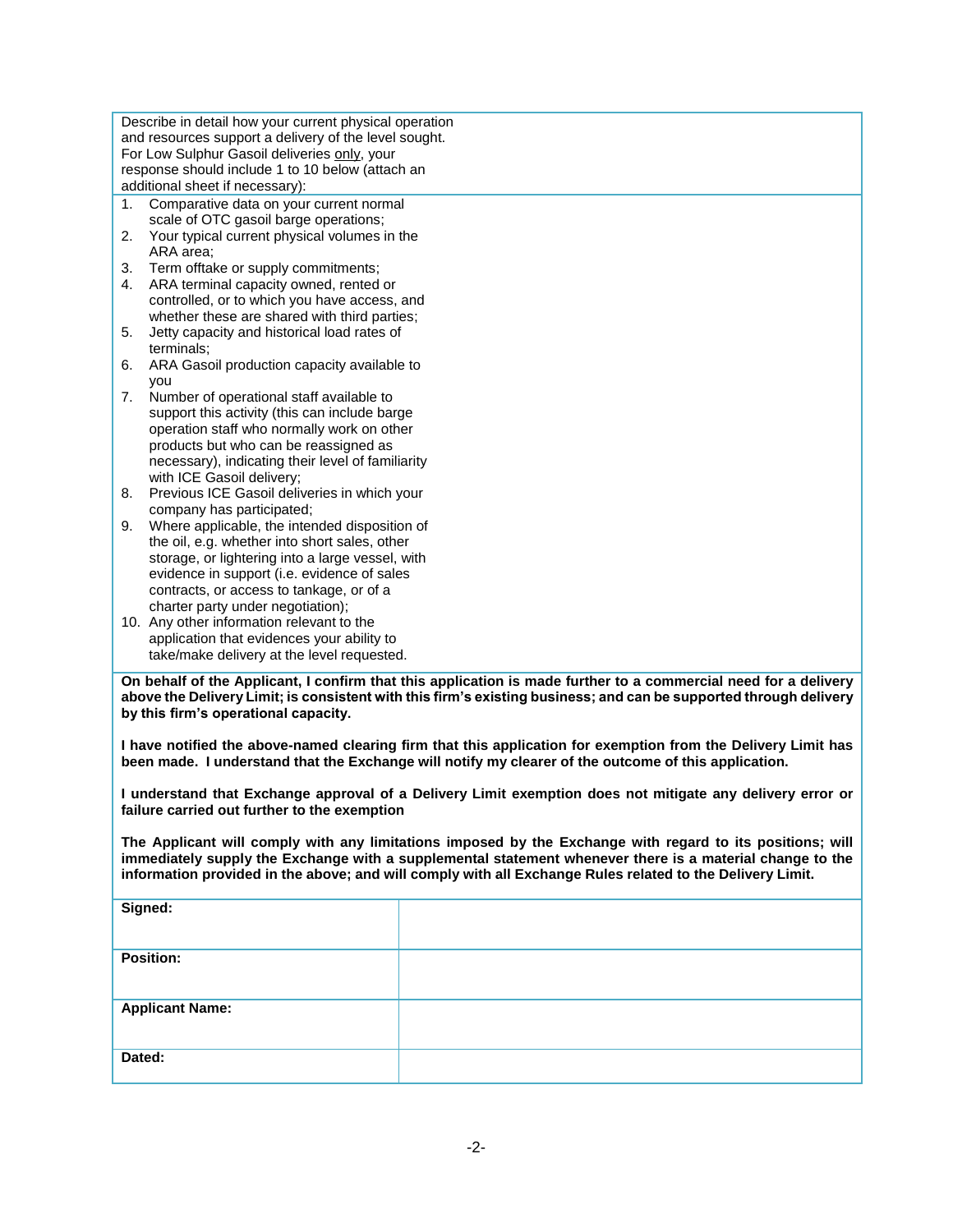| | |
|---|---|
| Describe in detail how your current physical operation and resources support a delivery of the level sought. For Low Sulphur Gasoil deliveries <u>only</u>, your response should include 1 to 10 below (attach an additional sheet if necessary): | |
| 1. Comparative data on your current normal scale of OTC gasoil barge operations;<br>2. Your typical current physical volumes in the ARA area;<br>3. Term offtake or supply commitments;<br>4. ARA terminal capacity owned, rented or controlled, or to which you have access, and whether these are shared with third parties;<br>5. Jetty capacity and historical load rates of terminals;<br>6. ARA Gasoil production capacity available to you<br>7. Number of operational staff available to support this activity (this can include barge operation staff who normally work on other products but who can be reassigned as necessary), indicating their level of familiarity with ICE Gasoil delivery;<br>8. Previous ICE Gasoil deliveries in which your company has participated;<br>9. Where applicable, the intended disposition of the oil, e.g. whether into short sales, other storage, or lightering into a large vessel, with evidence in support (i.e. evidence of sales contracts, or access to tankage, or of a charter party under negotiation);<br>10. Any other information relevant to the application that evidences your ability to take/make delivery at the level requested. | |

**On behalf of the Applicant, I confirm that this application is made further to a commercial need for a delivery above the Delivery Limit; is consistent with this firm's existing business; and can be supported through delivery by this firm's operational capacity.**

**I have notified the above-named clearing firm that this application for exemption from the Delivery Limit has been made. I understand that the Exchange will notify my clearer of the outcome of this application.**

**I understand that Exchange approval of a Delivery Limit exemption does not mitigate any delivery error or failure carried out further to the exemption**

**The Applicant will comply with any limitations imposed by the Exchange with regard to its positions; will immediately supply the Exchange with a supplemental statement whenever there is a material change to the information provided in the above; and will comply with all Exchange Rules related to the Delivery Limit.**

| | |
|---|---|
| **Signed:** | |
| **Position:** | |
| **Applicant Name:** | |
| **Dated:** | |